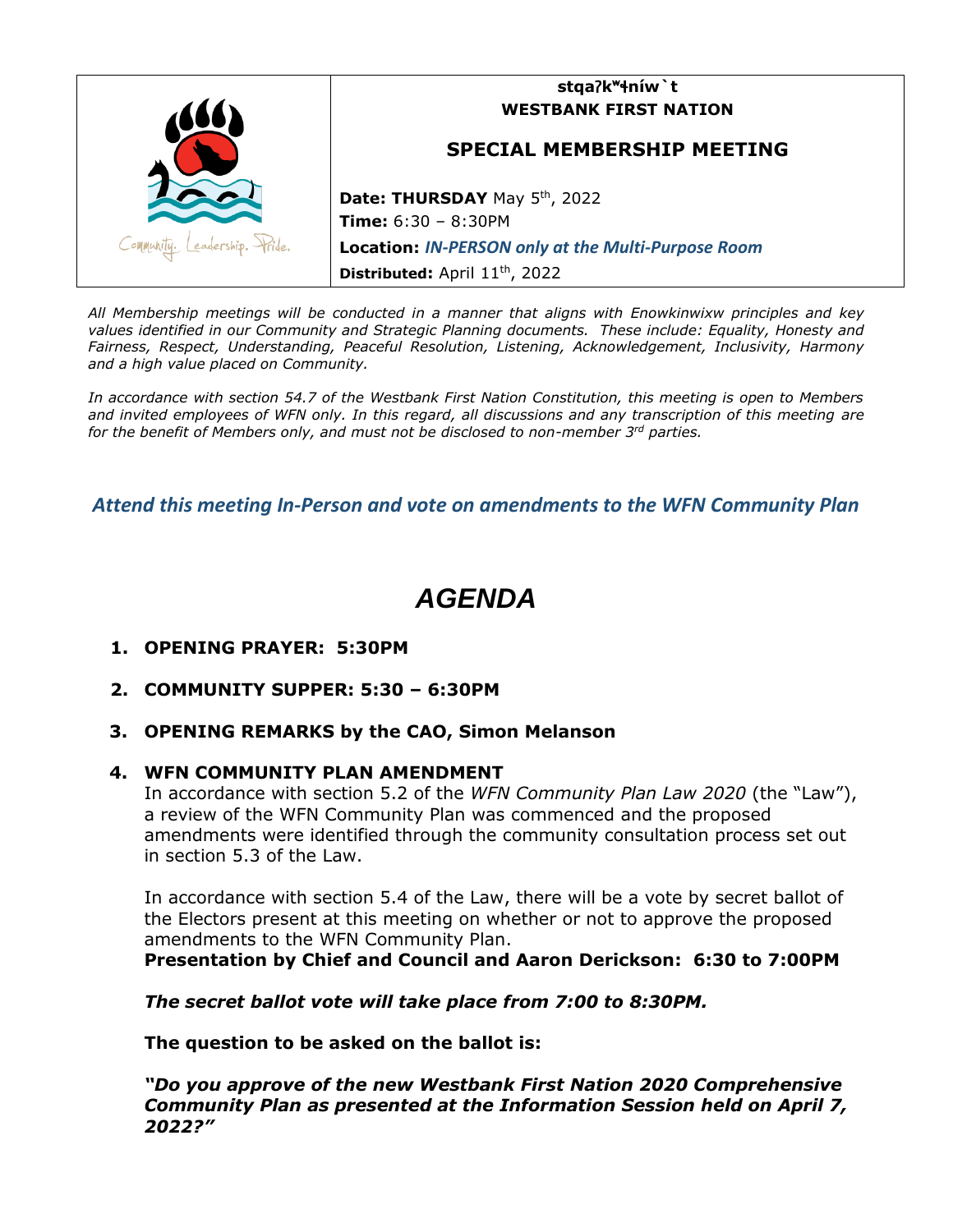**stqaʔkʷɬníw`t**
**WESTBANK FIRST NATION**

# SPECIAL MEMBERSHIP MEETING

**Date: THURSDAY** May 5th, 2022
**Time:** 6:30 – 8:30PM
**Location:** ***IN-PERSON only at the Multi-Purpose Room***
**Distributed:** April 11th, 2022

Community. Leadership. Pride.

*All Membership meetings will be conducted in a manner that aligns with Enowkinwixw principles and key values identified in our Community and Strategic Planning documents. These include: Equality, Honesty and Fairness, Respect, Understanding, Peaceful Resolution, Listening, Acknowledgement, Inclusivity, Harmony and a high value placed on Community.*

*In accordance with section 54.7 of the Westbank First Nation Constitution, this meeting is open to Members and invited employees of WFN only. In this regard, all discussions and any transcription of this meeting are for the benefit of Members only, and must not be disclosed to non-member 3rd parties.*

***Attend this meeting In-Person and vote on amendments to the WFN Community Plan***

# *AGENDA*

1. **OPENING PRAYER: 5:30PM**

2. **COMMUNITY SUPPER: 5:30 – 6:30PM**

3. **OPENING REMARKS by the CAO, Simon Melanson**

4. **WFN COMMUNITY PLAN AMENDMENT**
   In accordance with section 5.2 of the *WFN Community Plan Law 2020* (the "Law"), a review of the WFN Community Plan was commenced and the proposed amendments were identified through the community consultation process set out in section 5.3 of the Law.

   In accordance with section 5.4 of the Law, there will be a vote by secret ballot of the Electors present at this meeting on whether or not to approve the proposed amendments to the WFN Community Plan.
   **Presentation by Chief and Council and Aaron Derickson: 6:30 to 7:00PM**

   ***The secret ballot vote will take place from 7:00 to 8:30PM.***

   **The question to be asked on the ballot is:**

   ***"Do you approve of the new Westbank First Nation 2020 Comprehensive Community Plan as presented at the Information Session held on April 7, 2022?"***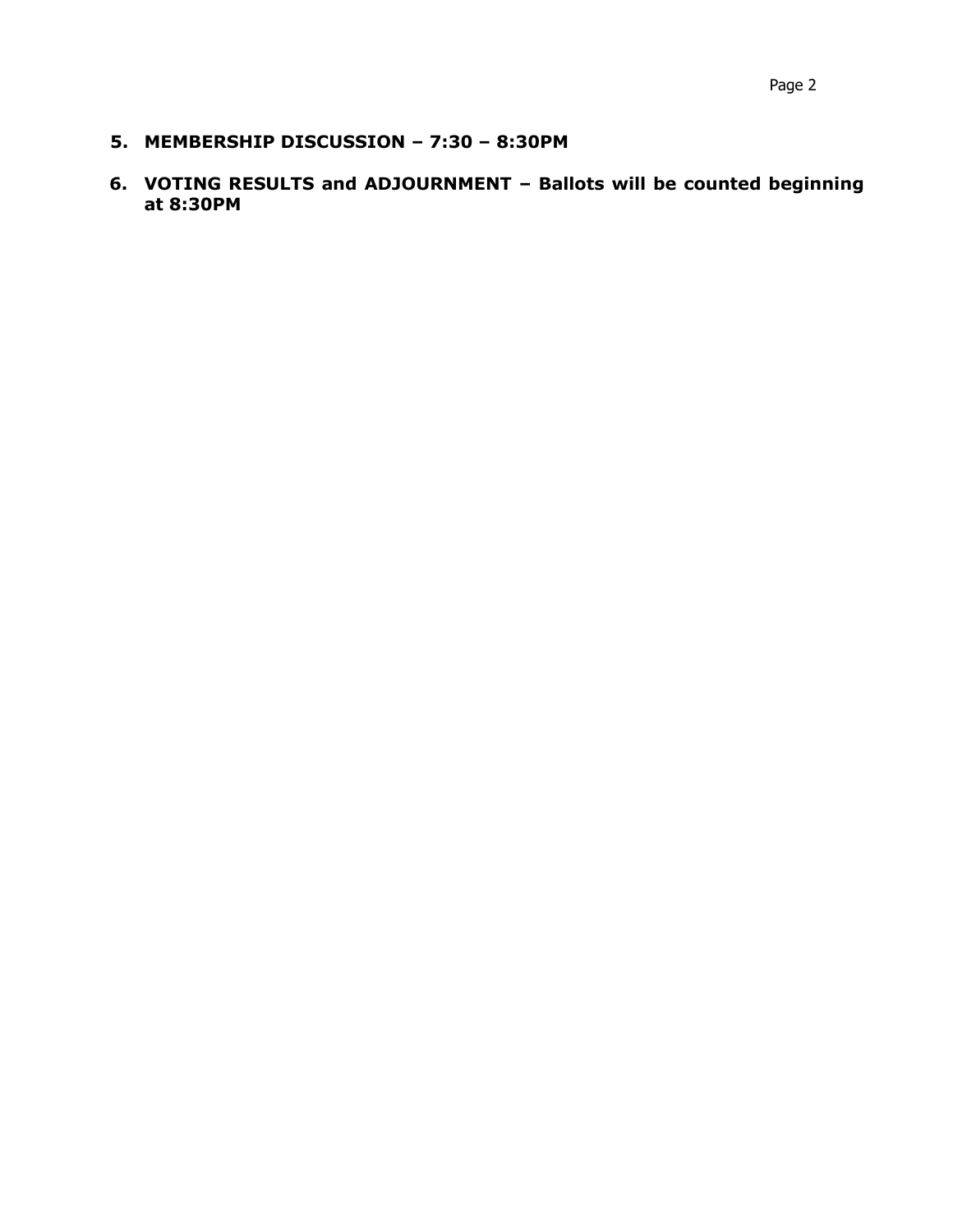5. **MEMBERSHIP DISCUSSION – 7:30 – 8:30PM**

6. **VOTING RESULTS and ADJOURNMENT – Ballots will be counted beginning at 8:30PM**